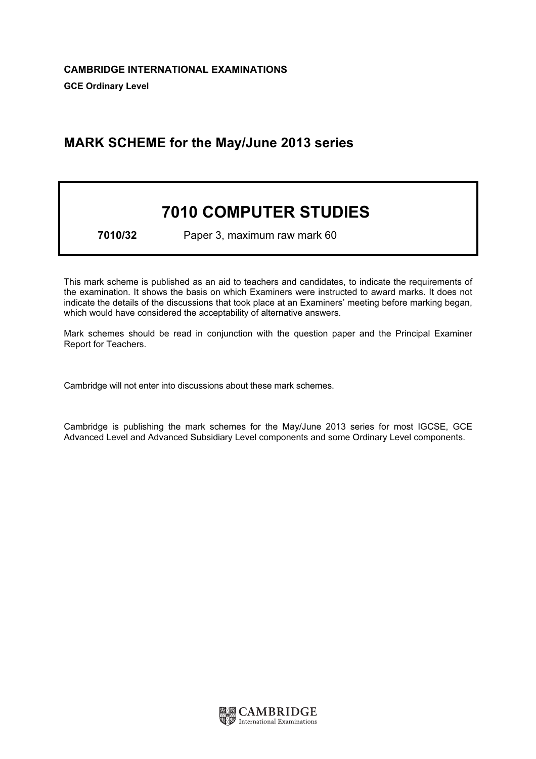**CAMBRIDGE INTERNATIONAL EXAMINATIONS**

**GCE Ordinary Level**

## MARK SCHEME for the May/June 2013 series

# 7010 COMPUTER STUDIES

**7010/32** Paper 3, maximum raw mark 60

This mark scheme is published as an aid to teachers and candidates, to indicate the requirements of the examination. It shows the basis on which Examiners were instructed to award marks. It does not indicate the details of the discussions that took place at an Examiners' meeting before marking began, which would have considered the acceptability of alternative answers.

Mark schemes should be read in conjunction with the question paper and the Principal Examiner Report for Teachers.

Cambridge will not enter into discussions about these mark schemes.

Cambridge is publishing the mark schemes for the May/June 2013 series for most IGCSE, GCE Advanced Level and Advanced Subsidiary Level components and some Ordinary Level components.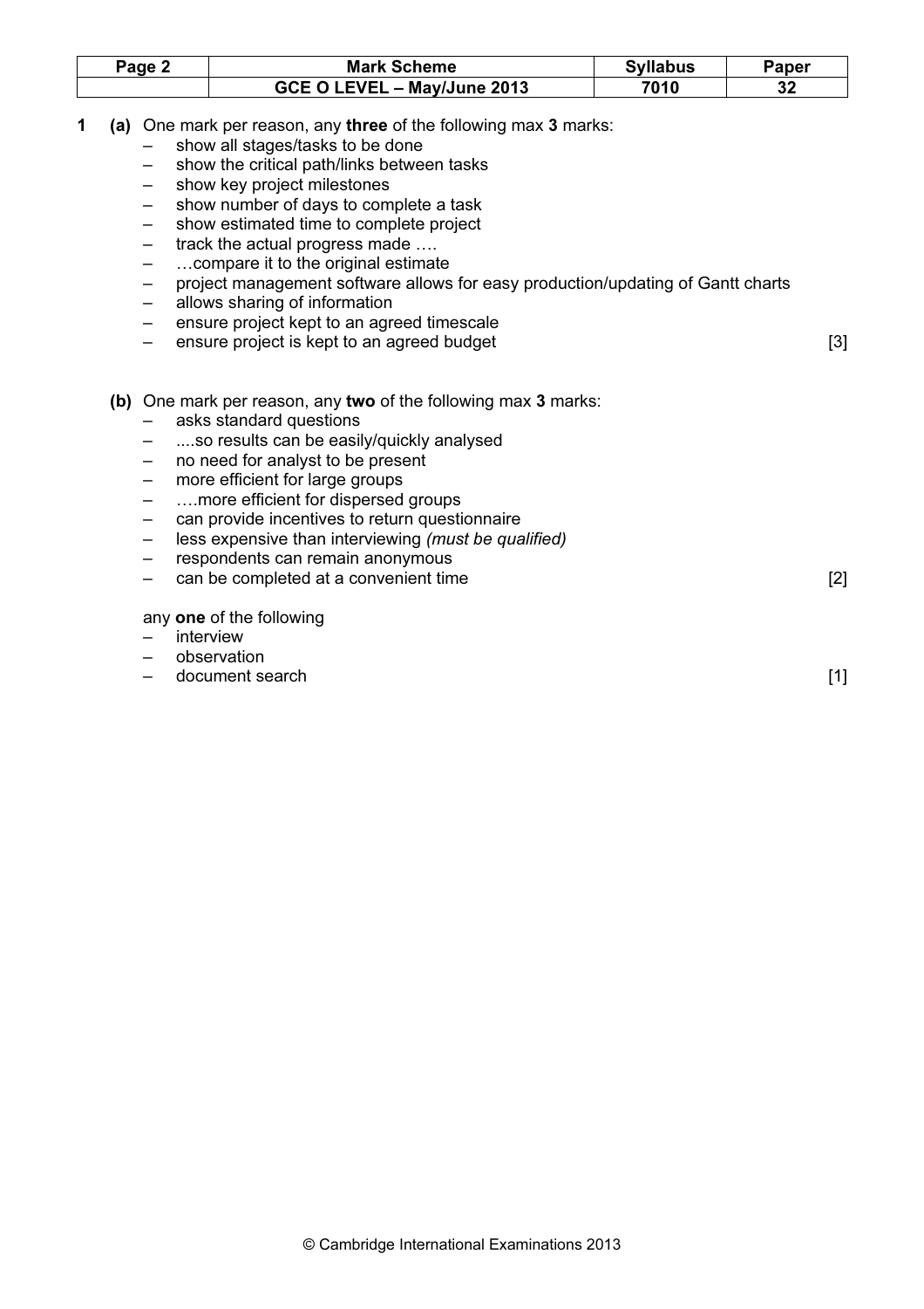**1** **(a)** One mark per reason, any **three** of the following max **3** marks:

- show all stages/tasks to be done
- show the critical path/links between tasks
- show key project milestones
- show number of days to complete a task
- show estimated time to complete project
- track the actual progress made ….
- …compare it to the original estimate
- project management software allows for easy production/updating of Gantt charts
- allows sharing of information
- ensure project kept to an agreed timescale
- ensure project is kept to an agreed budget [3]

**(b)** One mark per reason, any **two** of the following max **3** marks:

- asks standard questions
- ....so results can be easily/quickly analysed
- no need for analyst to be present
- more efficient for large groups
- ….more efficient for dispersed groups
- can provide incentives to return questionnaire
- less expensive than interviewing *(must be qualified)*
- respondents can remain anonymous
- can be completed at a convenient time [2]

any **one** of the following

- interview
- observation
- document search [1]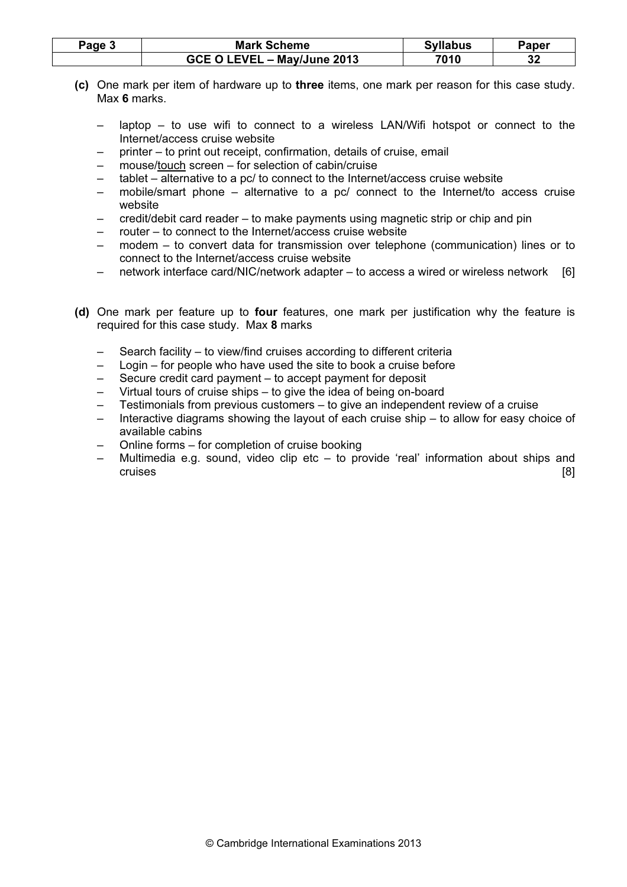**(c)** One mark per item of hardware up to **three** items, one mark per reason for this case study. Max **6** marks.

- laptop – to use wifi to connect to a wireless LAN/Wifi hotspot or connect to the Internet/access cruise website
- printer – to print out receipt, confirmation, details of cruise, email
- mouse/<u>touch</u> screen – for selection of cabin/cruise
- tablet – alternative to a pc/ to connect to the Internet/access cruise website
- mobile/smart phone – alternative to a pc/ connect to the Internet/to access cruise website
- credit/debit card reader – to make payments using magnetic strip or chip and pin
- router – to connect to the Internet/access cruise website
- modem – to convert data for transmission over telephone (communication) lines or to connect to the Internet/access cruise website
- network interface card/NIC/network adapter – to access a wired or wireless network [6]

**(d)** One mark per feature up to **four** features, one mark per justification why the feature is required for this case study. Max **8** marks

- Search facility – to view/find cruises according to different criteria
- Login – for people who have used the site to book a cruise before
- Secure credit card payment – to accept payment for deposit
- Virtual tours of cruise ships – to give the idea of being on-board
- Testimonials from previous customers – to give an independent review of a cruise
- Interactive diagrams showing the layout of each cruise ship – to allow for easy choice of available cabins
- Online forms – for completion of cruise booking
- Multimedia e.g. sound, video clip etc – to provide 'real' information about ships and cruises [8]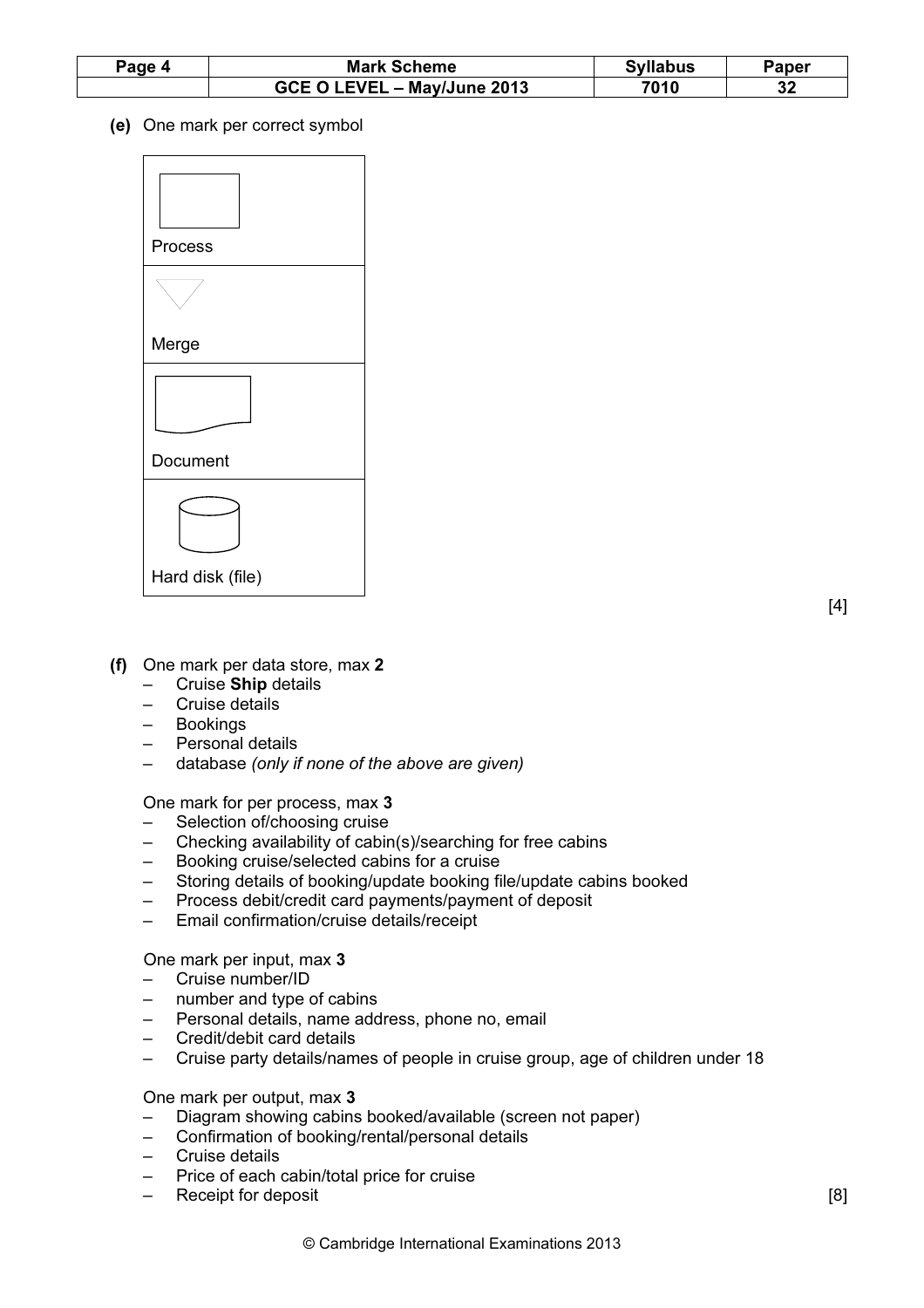**(e)** One mark per correct symbol

| |
|---|
| Process |
| Merge |
| Document |
| Hard disk (file) |

[4]

**(f)** One mark per data store, max **2**
- Cruise **Ship** details
- Cruise details
- Bookings
- Personal details
- database *(only if none of the above are given)*

One mark for per process, max **3**
- Selection of/choosing cruise
- Checking availability of cabin(s)/searching for free cabins
- Booking cruise/selected cabins for a cruise
- Storing details of booking/update booking file/update cabins booked
- Process debit/credit card payments/payment of deposit
- Email confirmation/cruise details/receipt

One mark per input, max **3**
- Cruise number/ID
- number and type of cabins
- Personal details, name address, phone no, email
- Credit/debit card details
- Cruise party details/names of people in cruise group, age of children under 18

One mark per output, max **3**
- Diagram showing cabins booked/available (screen not paper)
- Confirmation of booking/rental/personal details
- Cruise details
- Price of each cabin/total price for cruise
- Receipt for deposit

[8]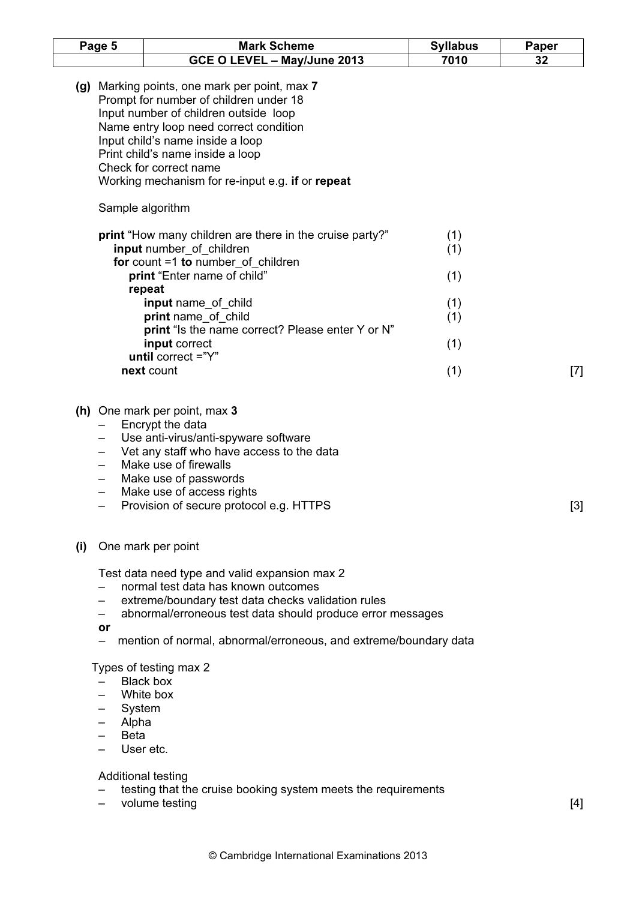**(g)** Marking points, one mark per point, max **7**
Prompt for number of children under 18
Input number of children outside loop
Name entry loop need correct condition
Input child's name inside a loop
Print child's name inside a loop
Check for correct name
Working mechanism for re-input e.g. **if** or **repeat**

Sample algorithm

```
print "How many children are there in the cruise party?"      (1)
  input number_of_children                                     (1)
  for count =1 to number_of_children
    print "Enter name of child"                                (1)
    repeat
      input name_of_child                                      (1)
      print name_of_child                                      (1)
      print "Is the name correct? Please enter Y or N"
      input correct                                            (1)
    until correct ="Y"
  next count                                                   (1)
```

[7]

**(h)** One mark per point, max **3**

- Encrypt the data
- Use anti-virus/anti-spyware software
- Vet any staff who have access to the data
- Make use of firewalls
- Make use of passwords
- Make use of access rights
- Provision of secure protocol e.g. HTTPS

[3]

**(i)** One mark per point

Test data need type and valid expansion max 2

- normal test data has known outcomes
- extreme/boundary test data checks validation rules
- abnormal/erroneous test data should produce error messages

**or**

- mention of normal, abnormal/erroneous, and extreme/boundary data

Types of testing max 2

- Black box
- White box
- System
- Alpha
- Beta
- User etc.

Additional testing

- testing that the cruise booking system meets the requirements
- volume testing

[4]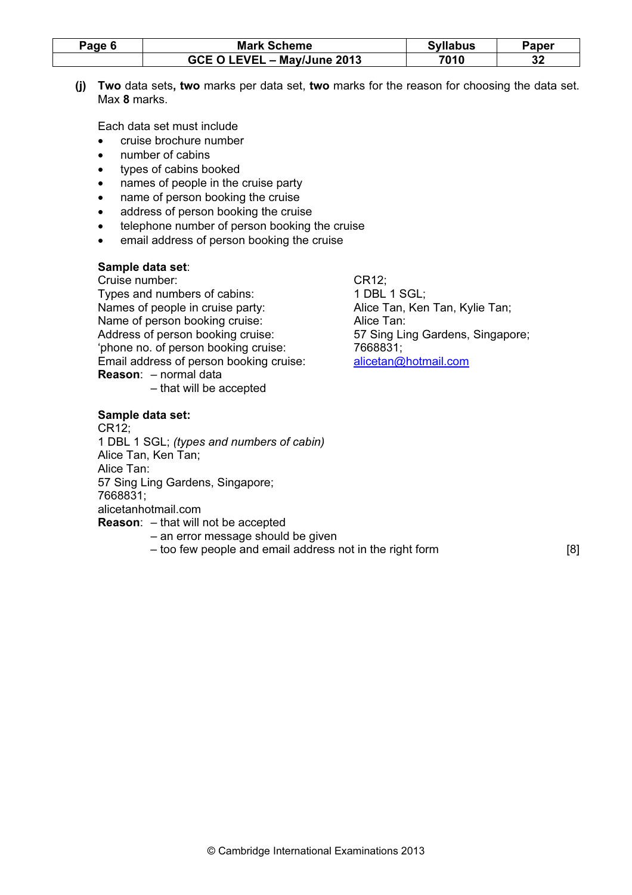**(j)** **Two** data sets**, two** marks per data set, **two** marks for the reason for choosing the data set. Max **8** marks.

Each data set must include

- cruise brochure number
- number of cabins
- types of cabins booked
- names of people in the cruise party
- name of person booking the cruise
- address of person booking the cruise
- telephone number of person booking the cruise
- email address of person booking the cruise

**Sample data set**:

| | |
|---|---|
| Cruise number: | CR12; |
| Types and numbers of cabins: | 1 DBL 1 SGL; |
| Names of people in cruise party: | Alice Tan, Ken Tan, Kylie Tan; |
| Name of person booking cruise: | Alice Tan: |
| Address of person booking cruise: | 57 Sing Ling Gardens, Singapore; |
| 'phone no. of person booking cruise: | 7668831; |
| Email address of person booking cruise: | alicetan@hotmail.com |

**Reason**: – normal data
– that will be accepted

**Sample data set:**

CR12;
1 DBL 1 SGL; *(types and numbers of cabin)*
Alice Tan, Ken Tan;
Alice Tan:
57 Sing Ling Gardens, Singapore;
7668831;
alicetanhotmail.com

**Reason**: – that will not be accepted
– an error message should be given
– too few people and email address not in the right form [8]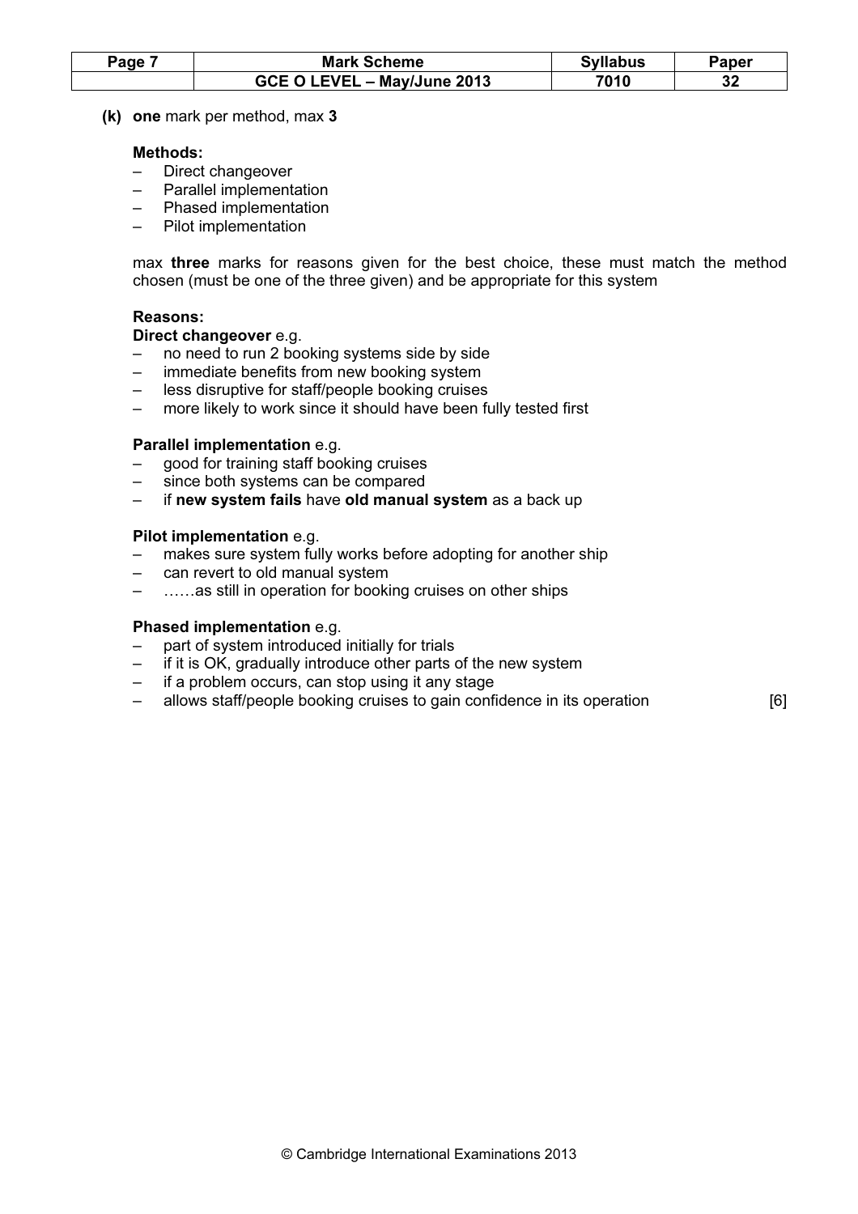**(k)** **one** mark per method, max **3**

**Methods:**

- Direct changeover
- Parallel implementation
- Phased implementation
- Pilot implementation

max **three** marks for reasons given for the best choice, these must match the method chosen (must be one of the three given) and be appropriate for this system

**Reasons:**

**Direct changeover** e.g.

- no need to run 2 booking systems side by side
- immediate benefits from new booking system
- less disruptive for staff/people booking cruises
- more likely to work since it should have been fully tested first

**Parallel implementation** e.g.

- good for training staff booking cruises
- since both systems can be compared
- if **new system fails** have **old manual system** as a back up

**Pilot implementation** e.g.

- makes sure system fully works before adopting for another ship
- can revert to old manual system
- ……as still in operation for booking cruises on other ships

**Phased implementation** e.g.

- part of system introduced initially for trials
- if it is OK, gradually introduce other parts of the new system
- if a problem occurs, can stop using it any stage
- allows staff/people booking cruises to gain confidence in its operation [6]